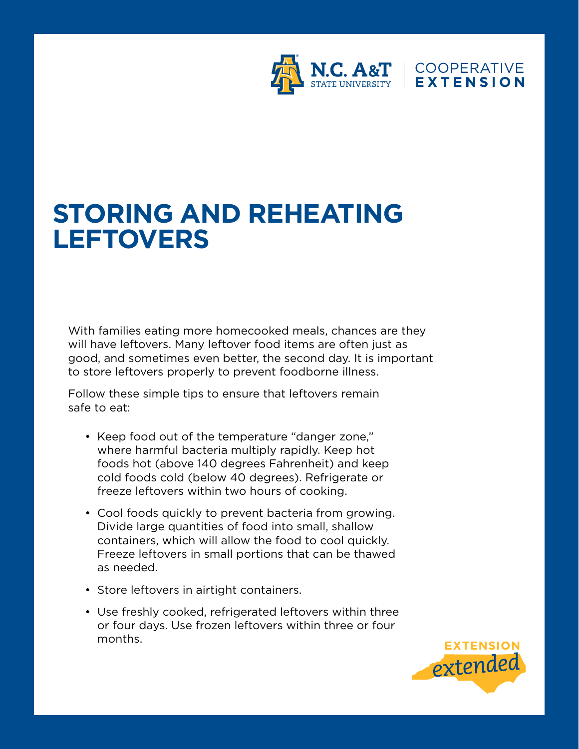N.C. A&T STATE UNIVERSITY | COOPERATIVE EXTENSION

# STORING AND REHEATING LEFTOVERS

With families eating more homecooked meals, chances are they will have leftovers. Many leftover food items are often just as good, and sometimes even better, the second day. It is important to store leftovers properly to prevent foodborne illness.

Follow these simple tips to ensure that leftovers remain safe to eat:

- Keep food out of the temperature "danger zone," where harmful bacteria multiply rapidly. Keep hot foods hot (above 140 degrees Fahrenheit) and keep cold foods cold (below 40 degrees). Refrigerate or freeze leftovers within two hours of cooking.
- Cool foods quickly to prevent bacteria from growing. Divide large quantities of food into small, shallow containers, which will allow the food to cool quickly. Freeze leftovers in small portions that can be thawed as needed.
- Store leftovers in airtight containers.
- Use freshly cooked, refrigerated leftovers within three or four days. Use frozen leftovers within three or four months.

EXTENSION *extended*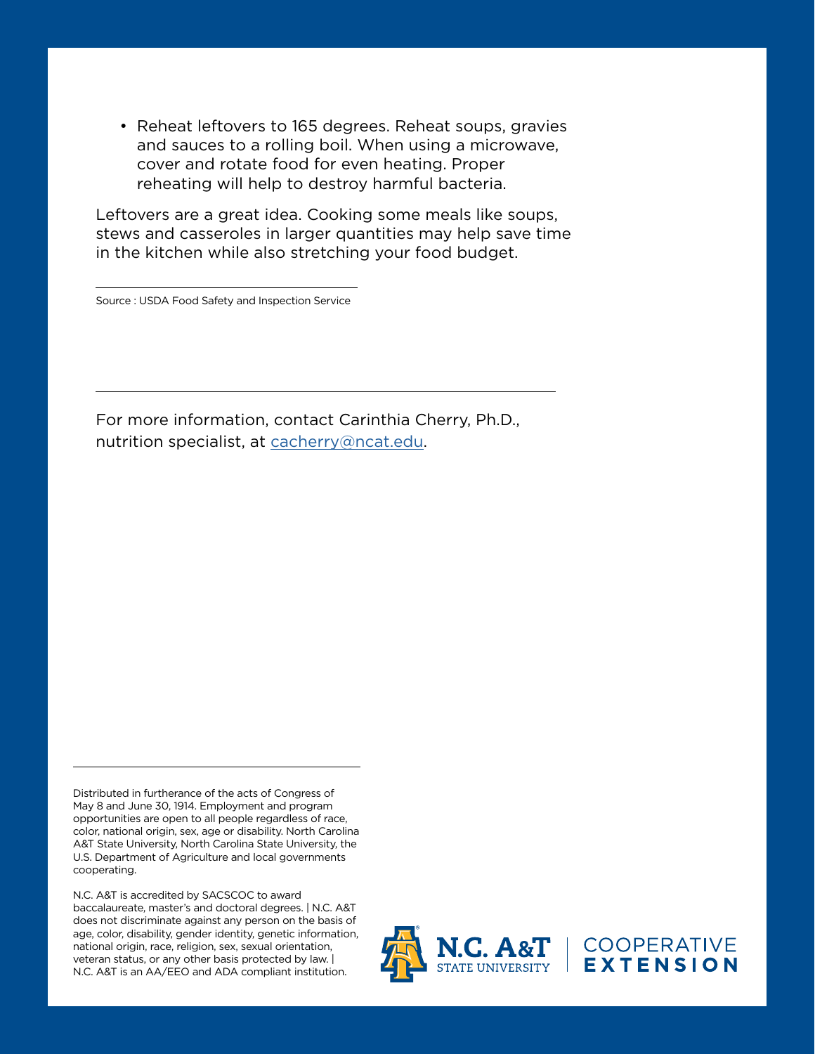- Reheat leftovers to 165 degrees. Reheat soups, gravies and sauces to a rolling boil. When using a microwave, cover and rotate food for even heating. Proper reheating will help to destroy harmful bacteria.

Leftovers are a great idea. Cooking some meals like soups, stews and casseroles in larger quantities may help save time in the kitchen while also stretching your food budget.

---

Source : USDA Food Safety and Inspection Service

---

For more information, contact Carinthia Cherry, Ph.D., nutrition specialist, at cacherry@ncat.edu.

---

Distributed in furtherance of the acts of Congress of May 8 and June 30, 1914. Employment and program opportunities are open to all people regardless of race, color, national origin, sex, age or disability. North Carolina A&T State University, North Carolina State University, the U.S. Department of Agriculture and local governments cooperating.

N.C. A&T is accredited by SACSCOC to award baccalaureate, master's and doctoral degrees. | N.C. A&T does not discriminate against any person on the basis of age, color, disability, gender identity, genetic information, national origin, race, religion, sex, sexual orientation, veteran status, or any other basis protected by law. | N.C. A&T is an AA/EEO and ADA compliant institution.

N.C. A&T STATE UNIVERSITY | COOPERATIVE EXTENSION